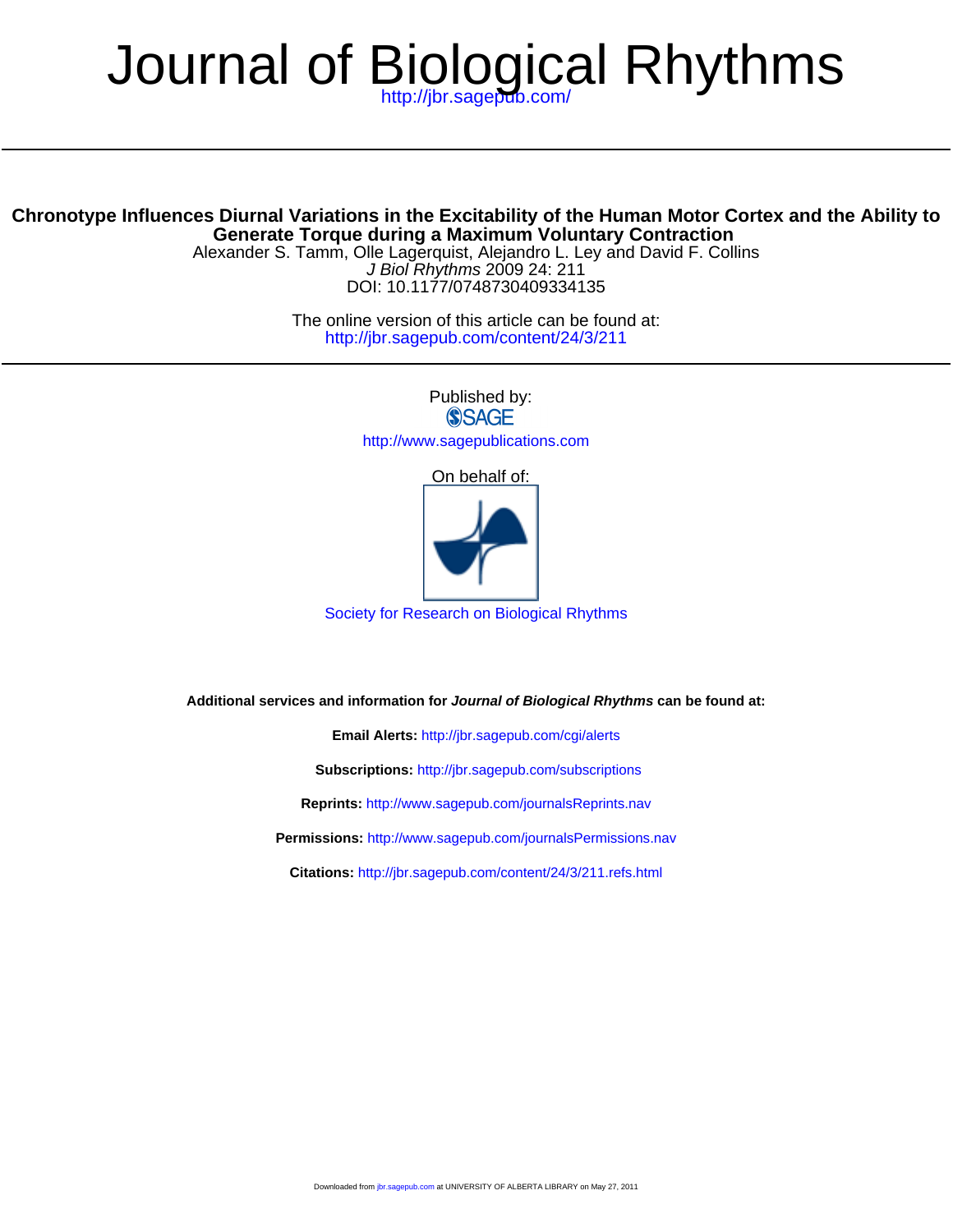# Journal of Biological Rhythms

http://jbr.sagepub.com/

## Chronotype Influences Diurnal Variations in the Excitability of the Human Motor Cortex and the Ability to Generate Torque during a Maximum Voluntary Contraction

Alexander S. Tamm, Olle Lagerquist, Alejandro L. Ley and David F. Collins

*J Biol Rhythms* 2009 24: 211

DOI: 10.1177/0748730409334135

The online version of this article can be found at:

http://jbr.sagepub.com/content/24/3/211

Published by:

SAGE

http://www.sagepublications.com

On behalf of:

Society for Research on Biological Rhythms

**Additional services and information for *Journal of Biological Rhythms* can be found at:**

**Email Alerts:** http://jbr.sagepub.com/cgi/alerts

**Subscriptions:** http://jbr.sagepub.com/subscriptions

**Reprints:** http://www.sagepub.com/journalsReprints.nav

**Permissions:** http://www.sagepub.com/journalsPermissions.nav

**Citations:** http://jbr.sagepub.com/content/24/3/211.refs.html

Downloaded from jbr.sagepub.com at UNIVERSITY OF ALBERTA LIBRARY on May 27, 2011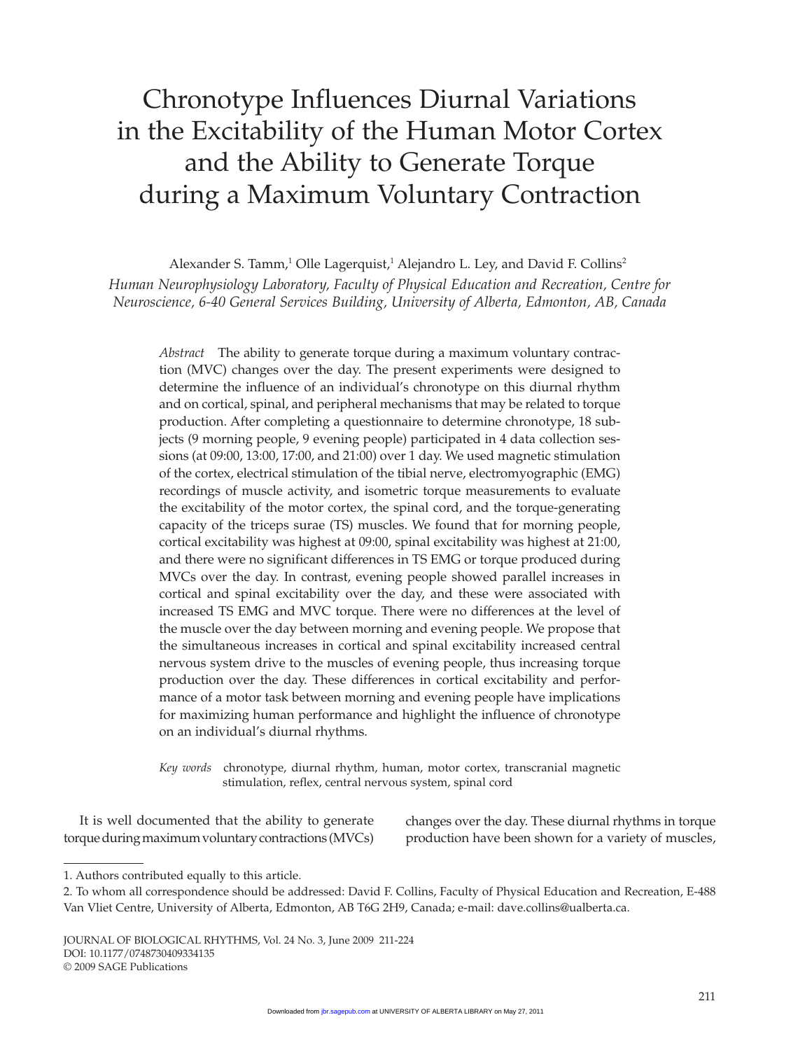# Chronotype Influences Diurnal Variations in the Excitability of the Human Motor Cortex and the Ability to Generate Torque during a Maximum Voluntary Contraction

Alexander S. Tamm,[1] Olle Lagerquist,[1] Alejandro L. Ley, and David F. Collins[2]

*Human Neurophysiology Laboratory, Faculty of Physical Education and Recreation, Centre for Neuroscience, 6-40 General Services Building, University of Alberta, Edmonton, AB, Canada*

*Abstract* The ability to generate torque during a maximum voluntary contraction (MVC) changes over the day. The present experiments were designed to determine the influence of an individual's chronotype on this diurnal rhythm and on cortical, spinal, and peripheral mechanisms that may be related to torque production. After completing a questionnaire to determine chronotype, 18 subjects (9 morning people, 9 evening people) participated in 4 data collection sessions (at 09:00, 13:00, 17:00, and 21:00) over 1 day. We used magnetic stimulation of the cortex, electrical stimulation of the tibial nerve, electromyographic (EMG) recordings of muscle activity, and isometric torque measurements to evaluate the excitability of the motor cortex, the spinal cord, and the torque-generating capacity of the triceps surae (TS) muscles. We found that for morning people, cortical excitability was highest at 09:00, spinal excitability was highest at 21:00, and there were no significant differences in TS EMG or torque produced during MVCs over the day. In contrast, evening people showed parallel increases in cortical and spinal excitability over the day, and these were associated with increased TS EMG and MVC torque. There were no differences at the level of the muscle over the day between morning and evening people. We propose that the simultaneous increases in cortical and spinal excitability increased central nervous system drive to the muscles of evening people, thus increasing torque production over the day. These differences in cortical excitability and performance of a motor task between morning and evening people have implications for maximizing human performance and highlight the influence of chronotype on an individual's diurnal rhythms.

*Key words* chronotype, diurnal rhythm, human, motor cortex, transcranial magnetic stimulation, reflex, central nervous system, spinal cord

It is well documented that the ability to generate torque during maximum voluntary contractions (MVCs) changes over the day. These diurnal rhythms in torque production have been shown for a variety of muscles,

1. Authors contributed equally to this article.

2. To whom all correspondence should be addressed: David F. Collins, Faculty of Physical Education and Recreation, E-488 Van Vliet Centre, University of Alberta, Edmonton, AB T6G 2H9, Canada; e-mail: dave.collins@ualberta.ca.

JOURNAL OF BIOLOGICAL RHYTHMS, Vol. 24 No. 3, June 2009 211-224
DOI: 10.1177/0748730409334135
© 2009 SAGE Publications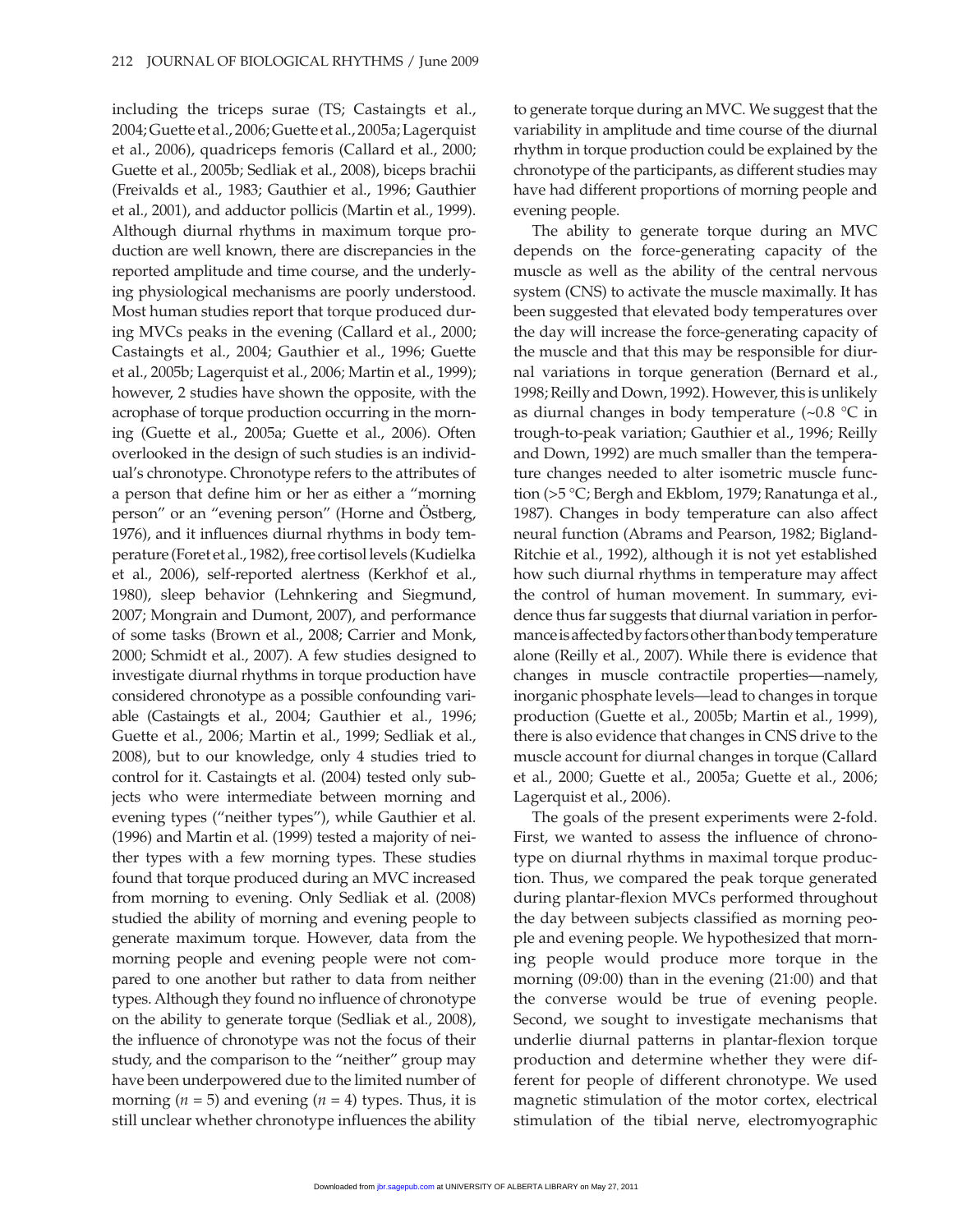including the triceps surae (TS; Castaingts et al., 2004; Guette et al., 2006; Guette et al., 2005a; Lagerquist et al., 2006), quadriceps femoris (Callard et al., 2000; Guette et al., 2005b; Sedliak et al., 2008), biceps brachii (Freivalds et al., 1983; Gauthier et al., 1996; Gauthier et al., 2001), and adductor pollicis (Martin et al., 1999). Although diurnal rhythms in maximum torque production are well known, there are discrepancies in the reported amplitude and time course, and the underlying physiological mechanisms are poorly understood. Most human studies report that torque produced during MVCs peaks in the evening (Callard et al., 2000; Castaingts et al., 2004; Gauthier et al., 1996; Guette et al., 2005b; Lagerquist et al., 2006; Martin et al., 1999); however, 2 studies have shown the opposite, with the acrophase of torque production occurring in the morning (Guette et al., 2005a; Guette et al., 2006). Often overlooked in the design of such studies is an individual's chronotype. Chronotype refers to the attributes of a person that define him or her as either a "morning person" or an "evening person" (Horne and Östberg, 1976), and it influences diurnal rhythms in body temperature (Foret et al., 1982), free cortisol levels (Kudielka et al., 2006), self-reported alertness (Kerkhof et al., 1980), sleep behavior (Lehnkering and Siegmund, 2007; Mongrain and Dumont, 2007), and performance of some tasks (Brown et al., 2008; Carrier and Monk, 2000; Schmidt et al., 2007). A few studies designed to investigate diurnal rhythms in torque production have considered chronotype as a possible confounding variable (Castaingts et al., 2004; Gauthier et al., 1996; Guette et al., 2006; Martin et al., 1999; Sedliak et al., 2008), but to our knowledge, only 4 studies tried to control for it. Castaingts et al. (2004) tested only subjects who were intermediate between morning and evening types ("neither types"), while Gauthier et al. (1996) and Martin et al. (1999) tested a majority of neither types with a few morning types. These studies found that torque produced during an MVC increased from morning to evening. Only Sedliak et al. (2008) studied the ability of morning and evening people to generate maximum torque. However, data from the morning people and evening people were not compared to one another but rather to data from neither types. Although they found no influence of chronotype on the ability to generate torque (Sedliak et al., 2008), the influence of chronotype was not the focus of their study, and the comparison to the "neither" group may have been underpowered due to the limited number of morning ($n = 5$) and evening ($n = 4$) types. Thus, it is still unclear whether chronotype influences the ability to generate torque during an MVC. We suggest that the variability in amplitude and time course of the diurnal rhythm in torque production could be explained by the chronotype of the participants, as different studies may have had different proportions of morning people and evening people.

The ability to generate torque during an MVC depends on the force-generating capacity of the muscle as well as the ability of the central nervous system (CNS) to activate the muscle maximally. It has been suggested that elevated body temperatures over the day will increase the force-generating capacity of the muscle and that this may be responsible for diurnal variations in torque generation (Bernard et al., 1998; Reilly and Down, 1992). However, this is unlikely as diurnal changes in body temperature (~0.8 °C in trough-to-peak variation; Gauthier et al., 1996; Reilly and Down, 1992) are much smaller than the temperature changes needed to alter isometric muscle function (>5 °C; Bergh and Ekblom, 1979; Ranatunga et al., 1987). Changes in body temperature can also affect neural function (Abrams and Pearson, 1982; Bigland-Ritchie et al., 1992), although it is not yet established how such diurnal rhythms in temperature may affect the control of human movement. In summary, evidence thus far suggests that diurnal variation in performance is affected by factors other than body temperature alone (Reilly et al., 2007). While there is evidence that changes in muscle contractile properties—namely, inorganic phosphate levels—lead to changes in torque production (Guette et al., 2005b; Martin et al., 1999), there is also evidence that changes in CNS drive to the muscle account for diurnal changes in torque (Callard et al., 2000; Guette et al., 2005a; Guette et al., 2006; Lagerquist et al., 2006).

The goals of the present experiments were 2-fold. First, we wanted to assess the influence of chronotype on diurnal rhythms in maximal torque production. Thus, we compared the peak torque generated during plantar-flexion MVCs performed throughout the day between subjects classified as morning people and evening people. We hypothesized that morning people would produce more torque in the morning (09:00) than in the evening (21:00) and that the converse would be true of evening people. Second, we sought to investigate mechanisms that underlie diurnal patterns in plantar-flexion torque production and determine whether they were different for people of different chronotype. We used magnetic stimulation of the motor cortex, electrical stimulation of the tibial nerve, electromyographic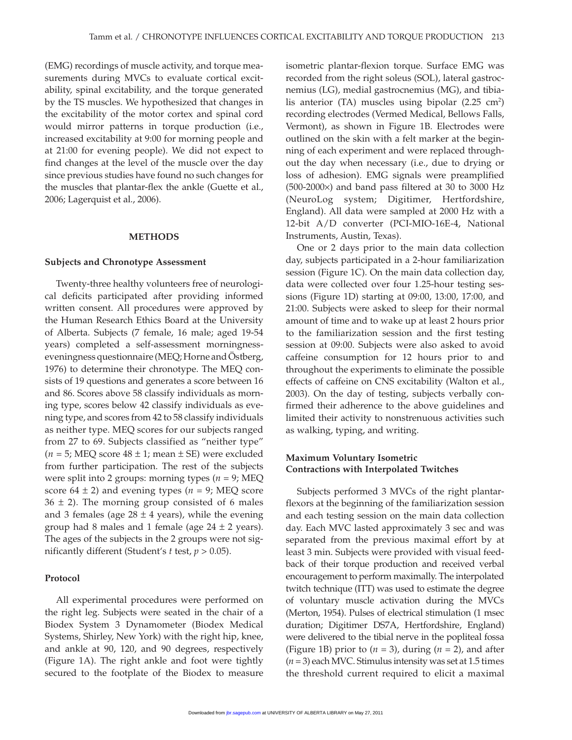(EMG) recordings of muscle activity, and torque measurements during MVCs to evaluate cortical excitability, spinal excitability, and the torque generated by the TS muscles. We hypothesized that changes in the excitability of the motor cortex and spinal cord would mirror patterns in torque production (i.e., increased excitability at 9:00 for morning people and at 21:00 for evening people). We did not expect to find changes at the level of the muscle over the day since previous studies have found no such changes for the muscles that plantar-flex the ankle (Guette et al., 2006; Lagerquist et al., 2006).

## METHODS

### Subjects and Chronotype Assessment

Twenty-three healthy volunteers free of neurological deficits participated after providing informed written consent. All procedures were approved by the Human Research Ethics Board at the University of Alberta. Subjects (7 female, 16 male; aged 19-54 years) completed a self-assessment morningness-eveningness questionnaire (MEQ; Horne and Östberg, 1976) to determine their chronotype. The MEQ consists of 19 questions and generates a score between 16 and 86. Scores above 58 classify individuals as morning type, scores below 42 classify individuals as evening type, and scores from 42 to 58 classify individuals as neither type. MEQ scores for our subjects ranged from 27 to 69. Subjects classified as "neither type" ($n$ = 5; MEQ score 48 ± 1; mean ± SE) were excluded from further participation. The rest of the subjects were split into 2 groups: morning types ($n$ = 9; MEQ score 64 ± 2) and evening types ($n$ = 9; MEQ score 36 ± 2). The morning group consisted of 6 males and 3 females (age 28 ± 4 years), while the evening group had 8 males and 1 female (age 24 ± 2 years). The ages of the subjects in the 2 groups were not significantly different (Student's $t$ test, $p > 0.05$).

### Protocol

All experimental procedures were performed on the right leg. Subjects were seated in the chair of a Biodex System 3 Dynamometer (Biodex Medical Systems, Shirley, New York) with the right hip, knee, and ankle at 90, 120, and 90 degrees, respectively (Figure 1A). The right ankle and foot were tightly secured to the footplate of the Biodex to measure isometric plantar-flexion torque. Surface EMG was recorded from the right soleus (SOL), lateral gastrocnemius (LG), medial gastrocnemius (MG), and tibialis anterior (TA) muscles using bipolar (2.25 cm$^2$) recording electrodes (Vermed Medical, Bellows Falls, Vermont), as shown in Figure 1B. Electrodes were outlined on the skin with a felt marker at the beginning of each experiment and were replaced throughout the day when necessary (i.e., due to drying or loss of adhesion). EMG signals were preamplified (500-2000×) and band pass filtered at 30 to 3000 Hz (NeuroLog system; Digitimer, Hertfordshire, England). All data were sampled at 2000 Hz with a 12-bit A/D converter (PCI-MIO-16E-4, National Instruments, Austin, Texas).

One or 2 days prior to the main data collection day, subjects participated in a 2-hour familiarization session (Figure 1C). On the main data collection day, data were collected over four 1.25-hour testing sessions (Figure 1D) starting at 09:00, 13:00, 17:00, and 21:00. Subjects were asked to sleep for their normal amount of time and to wake up at least 2 hours prior to the familiarization session and the first testing session at 09:00. Subjects were also asked to avoid caffeine consumption for 12 hours prior to and throughout the experiments to eliminate the possible effects of caffeine on CNS excitability (Walton et al., 2003). On the day of testing, subjects verbally confirmed their adherence to the above guidelines and limited their activity to nonstrenuous activities such as walking, typing, and writing.

### Maximum Voluntary Isometric Contractions with Interpolated Twitches

Subjects performed 3 MVCs of the right plantar-flexors at the beginning of the familiarization session and each testing session on the main data collection day. Each MVC lasted approximately 3 sec and was separated from the previous maximal effort by at least 3 min. Subjects were provided with visual feedback of their torque production and received verbal encouragement to perform maximally. The interpolated twitch technique (ITT) was used to estimate the degree of voluntary muscle activation during the MVCs (Merton, 1954). Pulses of electrical stimulation (1 msec duration; Digitimer DS7A, Hertfordshire, England) were delivered to the tibial nerve in the popliteal fossa (Figure 1B) prior to ($n$ = 3), during ($n$ = 2), and after ($n$ = 3) each MVC. Stimulus intensity was set at 1.5 times the threshold current required to elicit a maximal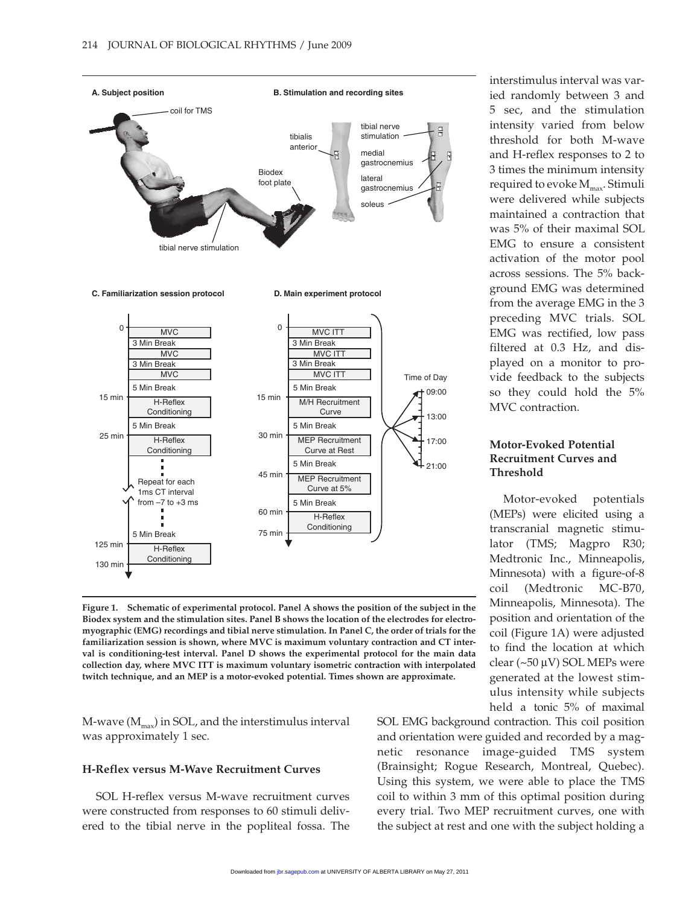Figure 1. Schematic of experimental protocol. Panel A shows the position of the subject in the Biodex system and the stimulation sites. Panel B shows the location of the electrodes for electromyographic (EMG) recordings and tibial nerve stimulation. In Panel C, the order of trials for the familiarization session is shown, where MVC is maximum voluntary contraction and CT interval is conditioning-test interval. Panel D shows the experimental protocol for the main data collection day, where MVC ITT is maximum voluntary isometric contraction with interpolated twitch technique, and an MEP is a motor-evoked potential. Times shown are approximate.

M-wave ($M_{max}$) in SOL, and the interstimulus interval was approximately 1 sec.

### H-Reflex versus M-Wave Recruitment Curves

SOL H-reflex versus M-wave recruitment curves were constructed from responses to 60 stimuli delivered to the tibial nerve in the popliteal fossa. The interstimulus interval was varied randomly between 3 and 5 sec, and the stimulation intensity varied from below threshold for both M-wave and H-reflex responses to 2 to 3 times the minimum intensity required to evoke $M_{max}$. Stimuli were delivered while subjects maintained a contraction that was 5% of their maximal SOL EMG to ensure a consistent activation of the motor pool across sessions. The 5% background EMG was determined from the average EMG in the 3 preceding MVC trials. SOL EMG was rectified, low pass filtered at 0.3 Hz, and displayed on a monitor to provide feedback to the subjects so they could hold the 5% MVC contraction.

### Motor-Evoked Potential Recruitment Curves and Threshold

Motor-evoked potentials (MEPs) were elicited using a transcranial magnetic stimulator (TMS; Magpro R30; Medtronic Inc., Minneapolis, Minnesota) with a figure-of-8 coil (Medtronic MC-B70, Minneapolis, Minnesota). The position and orientation of the coil (Figure 1A) were adjusted to find the location at which clear (~50 μV) SOL MEPs were generated at the lowest stimulus intensity while subjects held a tonic 5% of maximal SOL EMG background contraction. This coil position and orientation were guided and recorded by a magnetic resonance image-guided TMS system (Brainsight; Rogue Research, Montreal, Quebec). Using this system, we were able to place the TMS coil to within 3 mm of this optimal position during every trial. Two MEP recruitment curves, one with the subject at rest and one with the subject holding a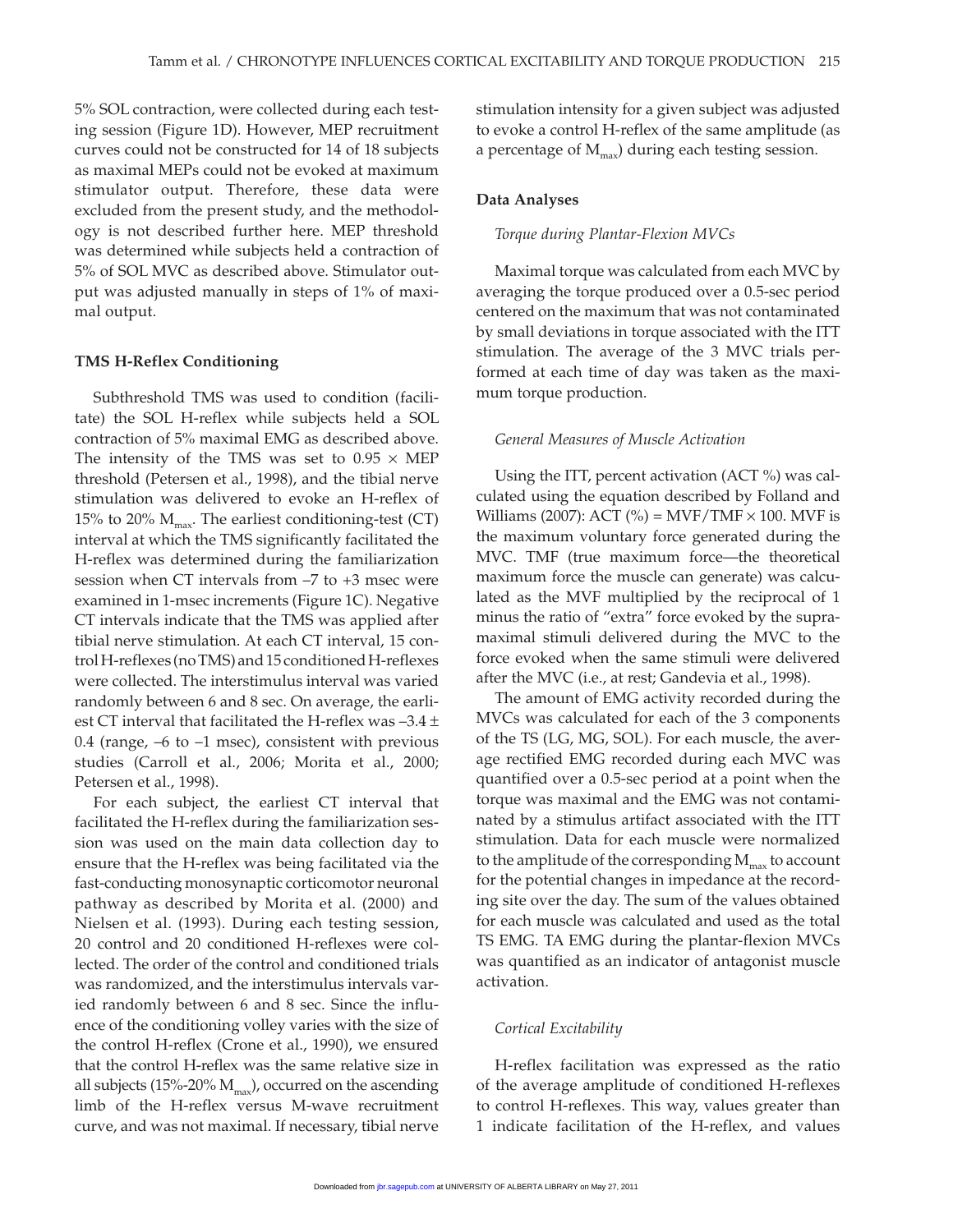5% SOL contraction, were collected during each testing session (Figure 1D). However, MEP recruitment curves could not be constructed for 14 of 18 subjects as maximal MEPs could not be evoked at maximum stimulator output. Therefore, these data were excluded from the present study, and the methodology is not described further here. MEP threshold was determined while subjects held a contraction of 5% of SOL MVC as described above. Stimulator output was adjusted manually in steps of 1% of maximal output.

### TMS H-Reflex Conditioning

Subthreshold TMS was used to condition (facilitate) the SOL H-reflex while subjects held a SOL contraction of 5% maximal EMG as described above. The intensity of the TMS was set to $0.95 \times$ MEP threshold (Petersen et al., 1998), and the tibial nerve stimulation was delivered to evoke an H-reflex of 15% to 20% $M_{max}$. The earliest conditioning-test (CT) interval at which the TMS significantly facilitated the H-reflex was determined during the familiarization session when CT intervals from –7 to +3 msec were examined in 1-msec increments (Figure 1C). Negative CT intervals indicate that the TMS was applied after tibial nerve stimulation. At each CT interval, 15 control H-reflexes (no TMS) and 15 conditioned H-reflexes were collected. The interstimulus interval was varied randomly between 6 and 8 sec. On average, the earliest CT interval that facilitated the H-reflex was $-3.4 \pm 0.4$ (range, –6 to –1 msec), consistent with previous studies (Carroll et al., 2006; Morita et al., 2000; Petersen et al., 1998).

For each subject, the earliest CT interval that facilitated the H-reflex during the familiarization session was used on the main data collection day to ensure that the H-reflex was being facilitated via the fast-conducting monosynaptic corticomotor neuronal pathway as described by Morita et al. (2000) and Nielsen et al. (1993). During each testing session, 20 control and 20 conditioned H-reflexes were collected. The order of the control and conditioned trials was randomized, and the interstimulus intervals varied randomly between 6 and 8 sec. Since the influence of the conditioning volley varies with the size of the control H-reflex (Crone et al., 1990), we ensured that the control H-reflex was the same relative size in all subjects (15%-20% $M_{max}$), occurred on the ascending limb of the H-reflex versus M-wave recruitment curve, and was not maximal. If necessary, tibial nerve stimulation intensity for a given subject was adjusted to evoke a control H-reflex of the same amplitude (as a percentage of $M_{max}$) during each testing session.

### Data Analyses

#### *Torque during Plantar-Flexion MVCs*

Maximal torque was calculated from each MVC by averaging the torque produced over a 0.5-sec period centered on the maximum that was not contaminated by small deviations in torque associated with the ITT stimulation. The average of the 3 MVC trials performed at each time of day was taken as the maximum torque production.

#### *General Measures of Muscle Activation*

Using the ITT, percent activation (ACT %) was calculated using the equation described by Folland and Williams (2007): ACT (%) = MVF/TMF $\times$ 100. MVF is the maximum voluntary force generated during the MVC. TMF (true maximum force—the theoretical maximum force the muscle can generate) was calculated as the MVF multiplied by the reciprocal of 1 minus the ratio of "extra" force evoked by the supramaximal stimuli delivered during the MVC to the force evoked when the same stimuli were delivered after the MVC (i.e., at rest; Gandevia et al., 1998).

The amount of EMG activity recorded during the MVCs was calculated for each of the 3 components of the TS (LG, MG, SOL). For each muscle, the average rectified EMG recorded during each MVC was quantified over a 0.5-sec period at a point when the torque was maximal and the EMG was not contaminated by a stimulus artifact associated with the ITT stimulation. Data for each muscle were normalized to the amplitude of the corresponding $M_{max}$ to account for the potential changes in impedance at the recording site over the day. The sum of the values obtained for each muscle was calculated and used as the total TS EMG. TA EMG during the plantar-flexion MVCs was quantified as an indicator of antagonist muscle activation.

#### *Cortical Excitability*

H-reflex facilitation was expressed as the ratio of the average amplitude of conditioned H-reflexes to control H-reflexes. This way, values greater than 1 indicate facilitation of the H-reflex, and values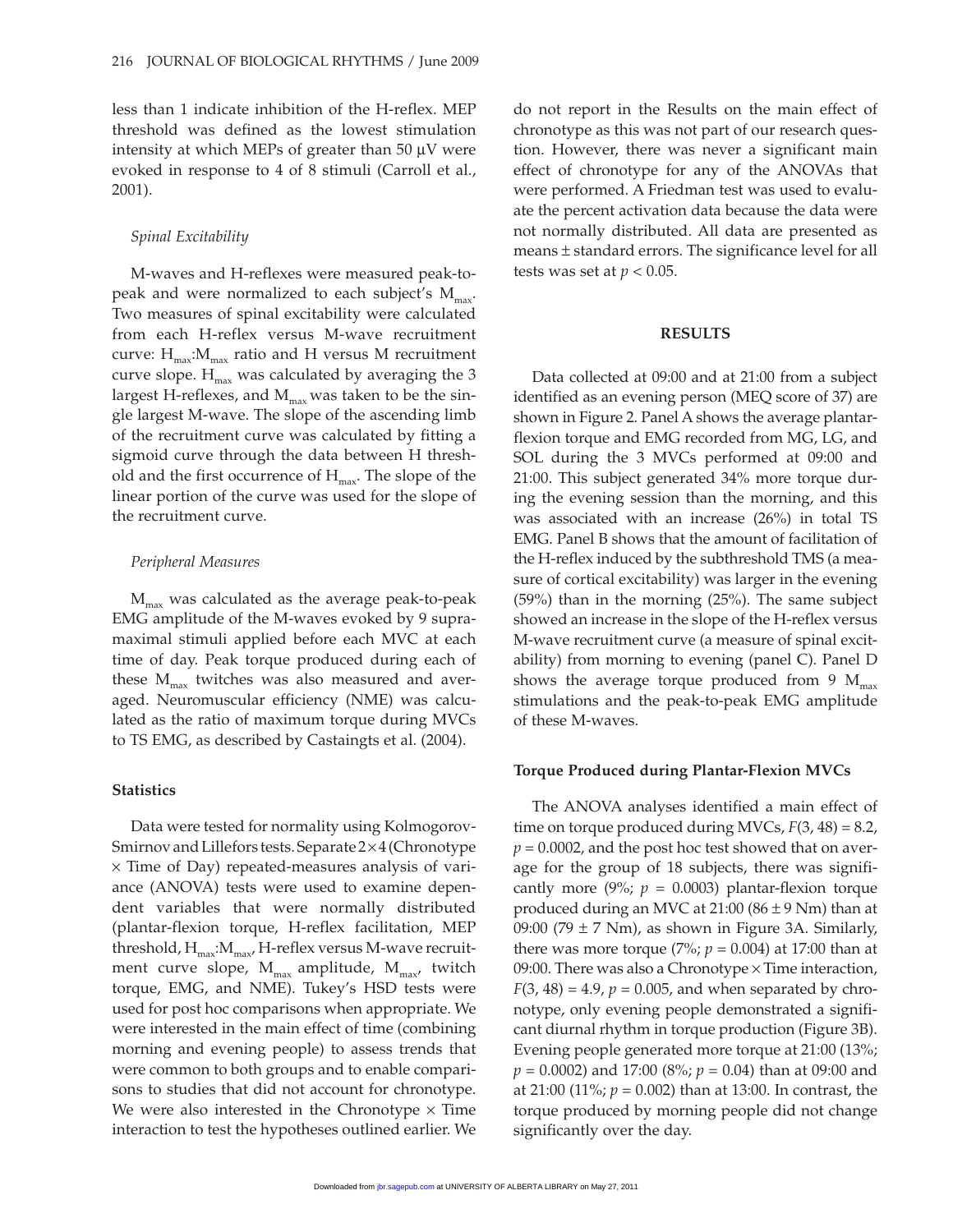less than 1 indicate inhibition of the H-reflex. MEP threshold was defined as the lowest stimulation intensity at which MEPs of greater than 50 µV were evoked in response to 4 of 8 stimuli (Carroll et al., 2001).

#### *Spinal Excitability*

M-waves and H-reflexes were measured peak-to-peak and were normalized to each subject's $M_{max}$. Two measures of spinal excitability were calculated from each H-reflex versus M-wave recruitment curve: $H_{max}$:$M_{max}$ ratio and H versus M recruitment curve slope. $H_{max}$ was calculated by averaging the 3 largest H-reflexes, and $M_{max}$ was taken to be the single largest M-wave. The slope of the ascending limb of the recruitment curve was calculated by fitting a sigmoid curve through the data between H threshold and the first occurrence of $H_{max}$. The slope of the linear portion of the curve was used for the slope of the recruitment curve.

#### *Peripheral Measures*

$M_{max}$ was calculated as the average peak-to-peak EMG amplitude of the M-waves evoked by 9 supramaximal stimuli applied before each MVC at each time of day. Peak torque produced during each of these $M_{max}$ twitches was also measured and averaged. Neuromuscular efficiency (NME) was calculated as the ratio of maximum torque during MVCs to TS EMG, as described by Castaingts et al. (2004).

### Statistics

Data were tested for normality using Kolmogorov-Smirnov and Lillefors tests. Separate 2×4 (Chronotype × Time of Day) repeated-measures analysis of variance (ANOVA) tests were used to examine dependent variables that were normally distributed (plantar-flexion torque, H-reflex facilitation, MEP threshold, $H_{max}$:$M_{max}$, H-reflex versus M-wave recruitment curve slope, $M_{max}$ amplitude, $M_{max}$, twitch torque, EMG, and NME). Tukey's HSD tests were used for post hoc comparisons when appropriate. We were interested in the main effect of time (combining morning and evening people) to assess trends that were common to both groups and to enable comparisons to studies that did not account for chronotype. We were also interested in the Chronotype × Time interaction to test the hypotheses outlined earlier. We do not report in the Results on the main effect of chronotype as this was not part of our research question. However, there was never a significant main effect of chronotype for any of the ANOVAs that were performed. A Friedman test was used to evaluate the percent activation data because the data were not normally distributed. All data are presented as means ± standard errors. The significance level for all tests was set at $p < 0.05$.

## RESULTS

Data collected at 09:00 and at 21:00 from a subject identified as an evening person (MEQ score of 37) are shown in Figure 2. Panel A shows the average plantar-flexion torque and EMG recorded from MG, LG, and SOL during the 3 MVCs performed at 09:00 and 21:00. This subject generated 34% more torque during the evening session than the morning, and this was associated with an increase (26%) in total TS EMG. Panel B shows that the amount of facilitation of the H-reflex induced by the subthreshold TMS (a measure of cortical excitability) was larger in the evening (59%) than in the morning (25%). The same subject showed an increase in the slope of the H-reflex versus M-wave recruitment curve (a measure of spinal excitability) from morning to evening (panel C). Panel D shows the average torque produced from 9 $M_{max}$ stimulations and the peak-to-peak EMG amplitude of these M-waves.

### Torque Produced during Plantar-Flexion MVCs

The ANOVA analyses identified a main effect of time on torque produced during MVCs, $F(3, 48) = 8.2$, $p = 0.0002$, and the post hoc test showed that on average for the group of 18 subjects, there was significantly more (9%; $p = 0.0003$) plantar-flexion torque produced during an MVC at 21:00 (86 ± 9 Nm) than at 09:00 (79 ± 7 Nm), as shown in Figure 3A. Similarly, there was more torque (7%; $p = 0.004$) at 17:00 than at 09:00. There was also a Chronotype × Time interaction, $F(3, 48) = 4.9$, $p = 0.005$, and when separated by chronotype, only evening people demonstrated a significant diurnal rhythm in torque production (Figure 3B). Evening people generated more torque at 21:00 (13%; $p = 0.0002$) and 17:00 (8%; $p = 0.04$) than at 09:00 and at 21:00 (11%; $p = 0.002$) than at 13:00. In contrast, the torque produced by morning people did not change significantly over the day.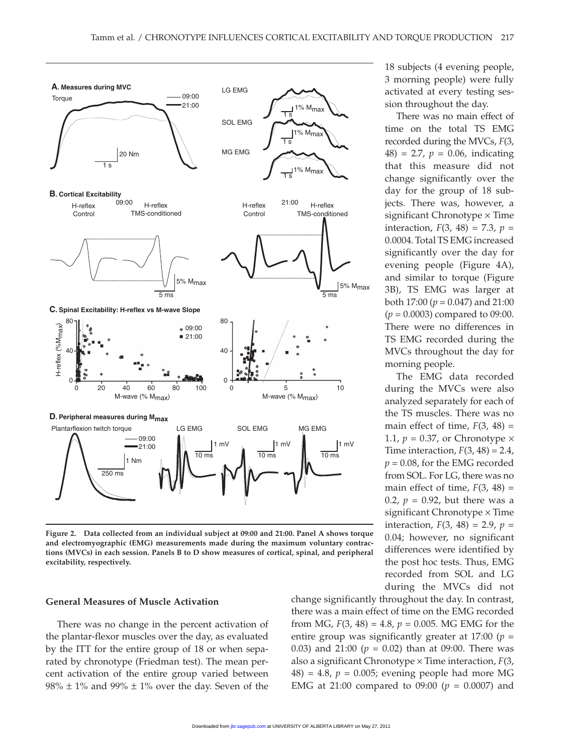Figure 2. Data collected from an individual subject at 09:00 and 21:00. Panel A shows torque and electromyographic (EMG) measurements made during the maximum voluntary contractions (MVCs) in each session. Panels B to D show measures of cortical, spinal, and peripheral excitability, respectively.

### General Measures of Muscle Activation

There was no change in the percent activation of the plantar-flexor muscles over the day, as evaluated by the ITT for the entire group of 18 or when separated by chronotype (Friedman test). The mean percent activation of the entire group varied between 98% ± 1% and 99% ± 1% over the day. Seven of the 18 subjects (4 evening people, 3 morning people) were fully activated at every testing session throughout the day.

There was no main effect of time on the total TS EMG recorded during the MVCs, $F(3, 48) = 2.7$, $p = 0.06$, indicating that this measure did not change significantly over the day for the group of 18 subjects. There was, however, a significant Chronotype × Time interaction, $F(3, 48) = 7.3$, $p = 0.0004$. Total TS EMG increased significantly over the day for evening people (Figure 4A), and similar to torque (Figure 3B), TS EMG was larger at both 17:00 ($p = 0.047$) and 21:00 ($p = 0.0003$) compared to 09:00. There were no differences in TS EMG recorded during the MVCs throughout the day for morning people.

The EMG data recorded during the MVCs were also analyzed separately for each of the TS muscles. There was no main effect of time, $F(3, 48) = 1.1$, $p = 0.37$, or Chronotype × Time interaction, $F(3, 48) = 2.4$, $p = 0.08$, for the EMG recorded from SOL. For LG, there was no main effect of time, $F(3, 48) = 0.2$, $p = 0.92$, but there was a significant Chronotype × Time interaction, $F(3, 48) = 2.9$, $p = 0.04$; however, no significant differences were identified by the post hoc tests. Thus, EMG recorded from SOL and LG during the MVCs did not change significantly throughout the day. In contrast, there was a main effect of time on the EMG recorded from MG, $F(3, 48) = 4.8$, $p = 0.005$. MG EMG for the entire group was significantly greater at 17:00 ($p = 0.03$) and 21:00 ($p = 0.02$) than at 09:00. There was also a significant Chronotype × Time interaction, $F(3, 48) = 4.8$, $p = 0.005$; evening people had more MG EMG at 21:00 compared to 09:00 ($p = 0.0007$) and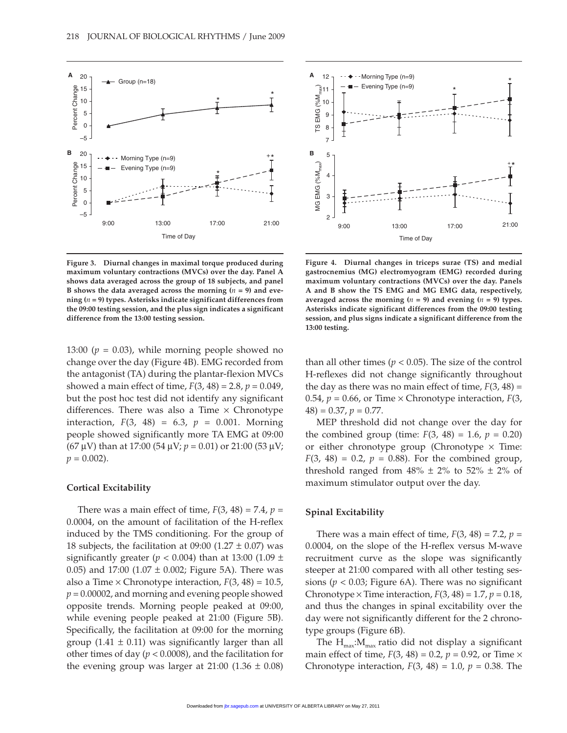Figure 3. Diurnal changes in maximal torque produced during maximum voluntary contractions (MVCs) over the day. Panel A shows data averaged across the group of 18 subjects, and panel B shows the data averaged across the morning ($n$ = 9) and evening ($n$ = 9) types. Asterisks indicate significant differences from the 09:00 testing session, and the plus sign indicates a significant difference from the 13:00 testing session.

Figure 4. Diurnal changes in triceps surae (TS) and medial gastrocnemius (MG) electromyogram (EMG) recorded during maximum voluntary contractions (MVCs) over the day. Panels A and B show the TS EMG and MG EMG data, respectively, averaged across the morning ($n$ = 9) and evening ($n$ = 9) types. Asterisks indicate significant differences from the 09:00 testing session, and plus signs indicate a significant difference from the 13:00 testing.

13:00 ($p$ = 0.03), while morning people showed no change over the day (Figure 4B). EMG recorded from the antagonist (TA) during the plantar-flexion MVCs showed a main effect of time, $F(3, 48) = 2.8$, $p = 0.049$, but the post hoc test did not identify any significant differences. There was also a Time × Chronotype interaction, $F(3, 48) = 6.3$, $p = 0.001$. Morning people showed significantly more TA EMG at 09:00 (67 μV) than at 17:00 (54 μV; $p = 0.01$) or 21:00 (53 μV; $p = 0.002$).

### Cortical Excitability

There was a main effect of time, $F(3, 48) = 7.4$, $p = 0.0004$, on the amount of facilitation of the H-reflex induced by the TMS conditioning. For the group of 18 subjects, the facilitation at 09:00 (1.27 ± 0.07) was significantly greater ($p < 0.004$) than at 13:00 (1.09 ± 0.05) and 17:00 (1.07 ± 0.002; Figure 5A). There was also a Time × Chronotype interaction, $F(3, 48) = 10.5$, $p = 0.00002$, and morning and evening people showed opposite trends. Morning people peaked at 09:00, while evening people peaked at 21:00 (Figure 5B). Specifically, the facilitation at 09:00 for the morning group (1.41 ± 0.11) was significantly larger than all other times of day ($p < 0.0008$), and the facilitation for the evening group was larger at 21:00 (1.36 ± 0.08) than all other times ($p < 0.05$). The size of the control H-reflexes did not change significantly throughout the day as there was no main effect of time, $F(3, 48) = 0.54$, $p = 0.66$, or Time × Chronotype interaction, $F(3, 48) = 0.37$, $p = 0.77$.

MEP threshold did not change over the day for the combined group (time: $F(3, 48) = 1.6$, $p = 0.20$) or either chronotype group (Chronotype × Time: $F(3, 48) = 0.2$, $p = 0.88$). For the combined group, threshold ranged from 48% ± 2% to 52% ± 2% of maximum stimulator output over the day.

### Spinal Excitability

There was a main effect of time, $F(3, 48) = 7.2$, $p = 0.0004$, on the slope of the H-reflex versus M-wave recruitment curve as the slope was significantly steeper at 21:00 compared with all other testing sessions ($p < 0.03$; Figure 6A). There was no significant Chronotype × Time interaction, $F(3, 48) = 1.7$, $p = 0.18$, and thus the changes in spinal excitability over the day were not significantly different for the 2 chronotype groups (Figure 6B).

The $H_{max}$:$M_{max}$ ratio did not display a significant main effect of time, $F(3, 48) = 0.2$, $p = 0.92$, or Time × Chronotype interaction, $F(3, 48) = 1.0$, $p = 0.38$. The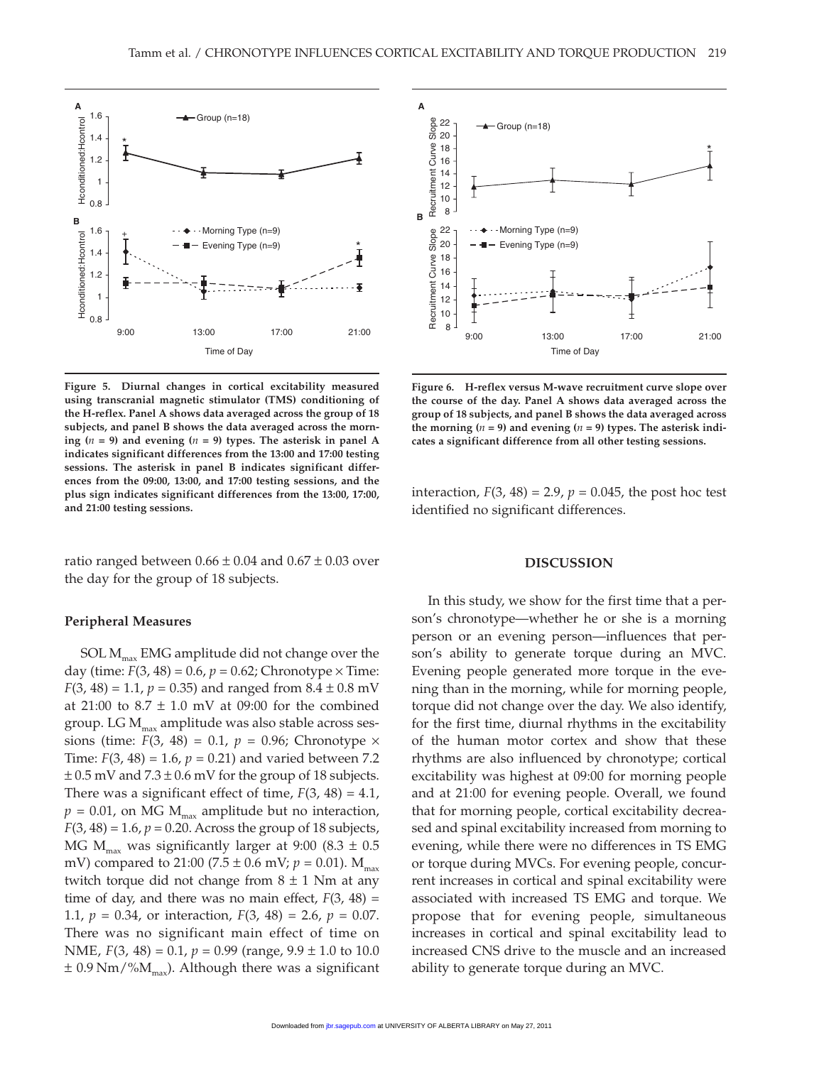**Figure 5. Diurnal changes in cortical excitability measured using transcranial magnetic stimulator (TMS) conditioning of the H-reflex. Panel A shows data averaged across the group of 18 subjects, and panel B shows the data averaged across the morning ($n$ = 9) and evening ($n$ = 9) types. The asterisk in panel A indicates significant differences from the 13:00 and 17:00 testing sessions. The asterisk in panel B indicates significant differences from the 09:00, 13:00, and 17:00 testing sessions, and the plus sign indicates significant differences from the 13:00, 17:00, and 21:00 testing sessions.**

**Figure 6. H-reflex versus M-wave recruitment curve slope over the course of the day. Panel A shows data averaged across the group of 18 subjects, and panel B shows the data averaged across the morning ($n$ = 9) and evening ($n$ = 9) types. The asterisk indicates a significant difference from all other testing sessions.**

ratio ranged between 0.66 ± 0.04 and 0.67 ± 0.03 over the day for the group of 18 subjects.

### Peripheral Measures

SOL $M_{max}$ EMG amplitude did not change over the day (time: $F(3, 48) = 0.6$, $p = 0.62$; Chronotype × Time: $F(3, 48) = 1.1$, $p = 0.35$) and ranged from 8.4 ± 0.8 mV at 21:00 to 8.7 ± 1.0 mV at 09:00 for the combined group. LG $M_{max}$ amplitude was also stable across sessions (time: $F(3, 48) = 0.1$, $p = 0.96$; Chronotype × Time: $F(3, 48) = 1.6$, $p = 0.21$) and varied between 7.2 ± 0.5 mV and 7.3 ± 0.6 mV for the group of 18 subjects. There was a significant effect of time, $F(3, 48) = 4.1$, $p = 0.01$, on MG $M_{max}$ amplitude but no interaction, $F(3, 48) = 1.6$, $p = 0.20$. Across the group of 18 subjects, MG $M_{max}$ was significantly larger at 9:00 (8.3 ± 0.5 mV) compared to 21:00 (7.5 ± 0.6 mV; $p = 0.01$). $M_{max}$ twitch torque did not change from 8 ± 1 Nm at any time of day, and there was no main effect, $F(3, 48) = 1.1$, $p = 0.34$, or interaction, $F(3, 48) = 2.6$, $p = 0.07$. There was no significant main effect of time on NME, $F(3, 48) = 0.1$, $p = 0.99$ (range, 9.9 ± 1.0 to 10.0 ± 0.9 Nm/%$M_{max}$). Although there was a significant interaction, $F(3, 48) = 2.9$, $p = 0.045$, the post hoc test identified no significant differences.

## DISCUSSION

In this study, we show for the first time that a person's chronotype—whether he or she is a morning person or an evening person—influences that person's ability to generate torque during an MVC. Evening people generated more torque in the evening than in the morning, while for morning people, torque did not change over the day. We also identify, for the first time, diurnal rhythms in the excitability of the human motor cortex and show that these rhythms are also influenced by chronotype; cortical excitability was highest at 09:00 for morning people and at 21:00 for evening people. Overall, we found that for morning people, cortical excitability decreased and spinal excitability increased from morning to evening, while there were no differences in TS EMG or torque during MVCs. For evening people, concurrent increases in cortical and spinal excitability were associated with increased TS EMG and torque. We propose that for evening people, simultaneous increases in cortical and spinal excitability lead to increased CNS drive to the muscle and an increased ability to generate torque during an MVC.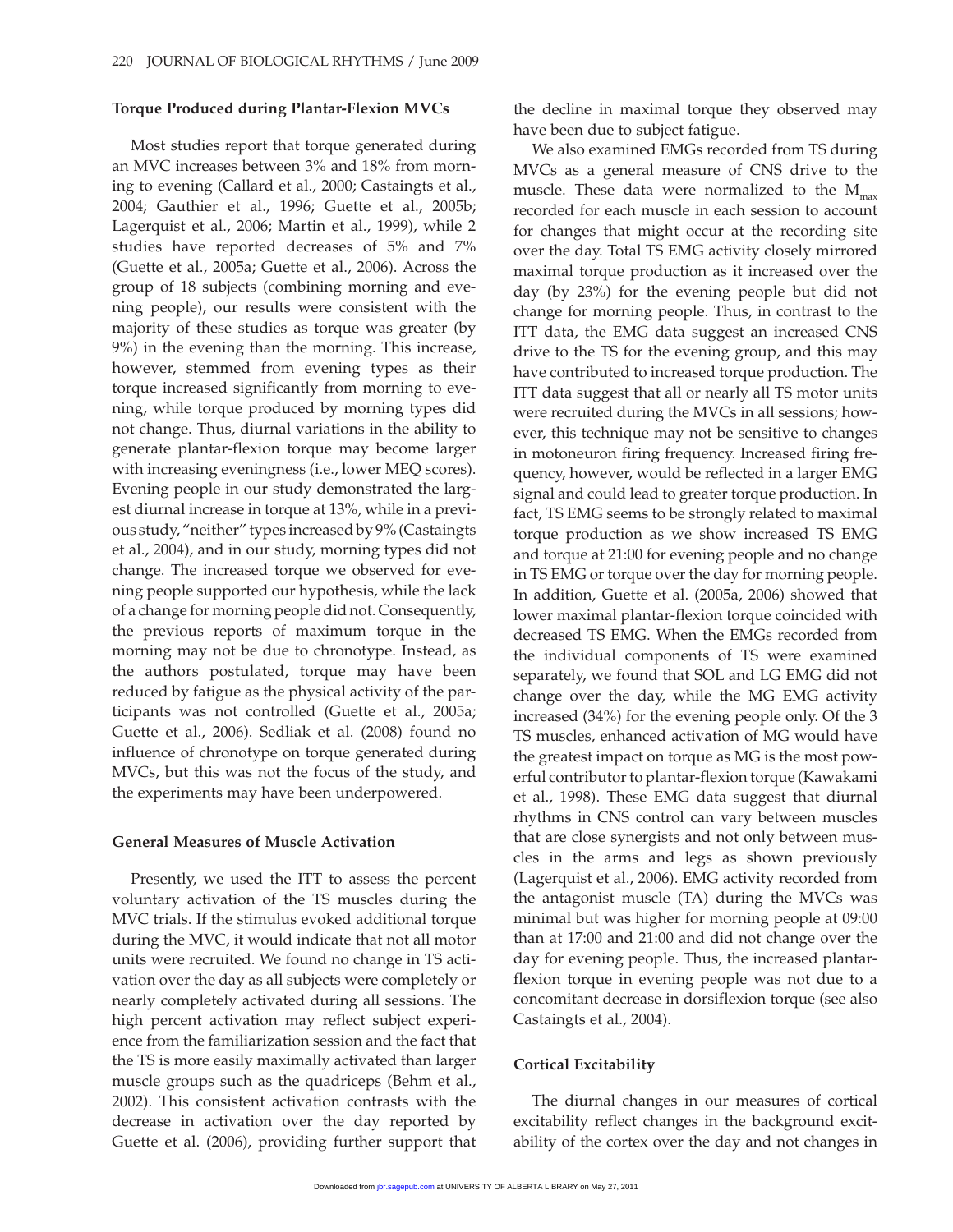### Torque Produced during Plantar-Flexion MVCs

Most studies report that torque generated during an MVC increases between 3% and 18% from morning to evening (Callard et al., 2000; Castaingts et al., 2004; Gauthier et al., 1996; Guette et al., 2005b; Lagerquist et al., 2006; Martin et al., 1999), while 2 studies have reported decreases of 5% and 7% (Guette et al., 2005a; Guette et al., 2006). Across the group of 18 subjects (combining morning and evening people), our results were consistent with the majority of these studies as torque was greater (by 9%) in the evening than the morning. This increase, however, stemmed from evening types as their torque increased significantly from morning to evening, while torque produced by morning types did not change. Thus, diurnal variations in the ability to generate plantar-flexion torque may become larger with increasing eveningness (i.e., lower MEQ scores). Evening people in our study demonstrated the largest diurnal increase in torque at 13%, while in a previous study, "neither" types increased by 9% (Castaingts et al., 2004), and in our study, morning types did not change. The increased torque we observed for evening people supported our hypothesis, while the lack of a change for morning people did not. Consequently, the previous reports of maximum torque in the morning may not be due to chronotype. Instead, as the authors postulated, torque may have been reduced by fatigue as the physical activity of the participants was not controlled (Guette et al., 2005a; Guette et al., 2006). Sedliak et al. (2008) found no influence of chronotype on torque generated during MVCs, but this was not the focus of the study, and the experiments may have been underpowered.

### General Measures of Muscle Activation

Presently, we used the ITT to assess the percent voluntary activation of the TS muscles during the MVC trials. If the stimulus evoked additional torque during the MVC, it would indicate that not all motor units were recruited. We found no change in TS activation over the day as all subjects were completely or nearly completely activated during all sessions. The high percent activation may reflect subject experience from the familiarization session and the fact that the TS is more easily maximally activated than larger muscle groups such as the quadriceps (Behm et al., 2002). This consistent activation contrasts with the decrease in activation over the day reported by Guette et al. (2006), providing further support that the decline in maximal torque they observed may have been due to subject fatigue.

We also examined EMGs recorded from TS during MVCs as a general measure of CNS drive to the muscle. These data were normalized to the $M_{max}$ recorded for each muscle in each session to account for changes that might occur at the recording site over the day. Total TS EMG activity closely mirrored maximal torque production as it increased over the day (by 23%) for the evening people but did not change for morning people. Thus, in contrast to the ITT data, the EMG data suggest an increased CNS drive to the TS for the evening group, and this may have contributed to increased torque production. The ITT data suggest that all or nearly all TS motor units were recruited during the MVCs in all sessions; however, this technique may not be sensitive to changes in motoneuron firing frequency. Increased firing frequency, however, would be reflected in a larger EMG signal and could lead to greater torque production. In fact, TS EMG seems to be strongly related to maximal torque production as we show increased TS EMG and torque at 21:00 for evening people and no change in TS EMG or torque over the day for morning people. In addition, Guette et al. (2005a, 2006) showed that lower maximal plantar-flexion torque coincided with decreased TS EMG. When the EMGs recorded from the individual components of TS were examined separately, we found that SOL and LG EMG did not change over the day, while the MG EMG activity increased (34%) for the evening people only. Of the 3 TS muscles, enhanced activation of MG would have the greatest impact on torque as MG is the most powerful contributor to plantar-flexion torque (Kawakami et al., 1998). These EMG data suggest that diurnal rhythms in CNS control can vary between muscles that are close synergists and not only between muscles in the arms and legs as shown previously (Lagerquist et al., 2006). EMG activity recorded from the antagonist muscle (TA) during the MVCs was minimal but was higher for morning people at 09:00 than at 17:00 and 21:00 and did not change over the day for evening people. Thus, the increased plantar-flexion torque in evening people was not due to a concomitant decrease in dorsiflexion torque (see also Castaingts et al., 2004).

### Cortical Excitability

The diurnal changes in our measures of cortical excitability reflect changes in the background excitability of the cortex over the day and not changes in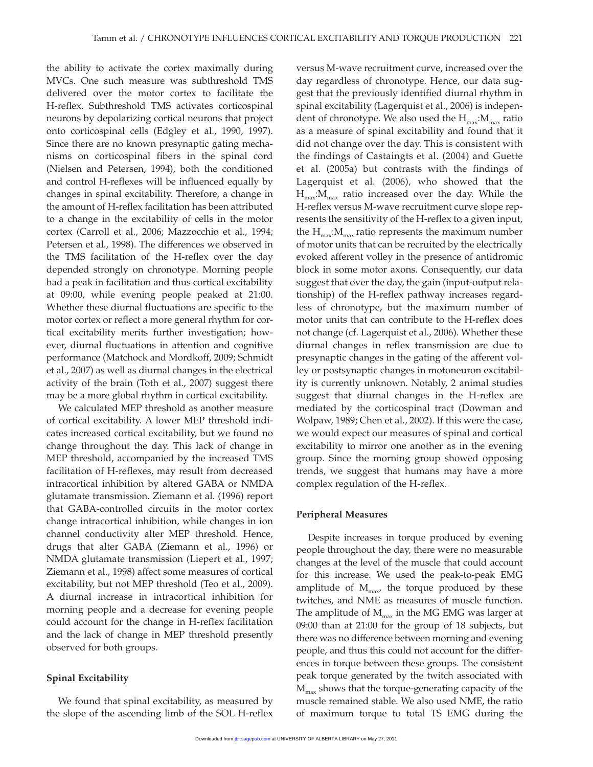the ability to activate the cortex maximally during MVCs. One such measure was subthreshold TMS delivered over the motor cortex to facilitate the H-reflex. Subthreshold TMS activates corticospinal neurons by depolarizing cortical neurons that project onto corticospinal cells (Edgley et al., 1990, 1997). Since there are no known presynaptic gating mechanisms on corticospinal fibers in the spinal cord (Nielsen and Petersen, 1994), both the conditioned and control H-reflexes will be influenced equally by changes in spinal excitability. Therefore, a change in the amount of H-reflex facilitation has been attributed to a change in the excitability of cells in the motor cortex (Carroll et al., 2006; Mazzocchio et al., 1994; Petersen et al., 1998). The differences we observed in the TMS facilitation of the H-reflex over the day depended strongly on chronotype. Morning people had a peak in facilitation and thus cortical excitability at 09:00, while evening people peaked at 21:00. Whether these diurnal fluctuations are specific to the motor cortex or reflect a more general rhythm for cortical excitability merits further investigation; however, diurnal fluctuations in attention and cognitive performance (Matchock and Mordkoff, 2009; Schmidt et al., 2007) as well as diurnal changes in the electrical activity of the brain (Toth et al., 2007) suggest there may be a more global rhythm in cortical excitability.

We calculated MEP threshold as another measure of cortical excitability. A lower MEP threshold indicates increased cortical excitability, but we found no change throughout the day. This lack of change in MEP threshold, accompanied by the increased TMS facilitation of H-reflexes, may result from decreased intracortical inhibition by altered GABA or NMDA glutamate transmission. Ziemann et al. (1996) report that GABA-controlled circuits in the motor cortex change intracortical inhibition, while changes in ion channel conductivity alter MEP threshold. Hence, drugs that alter GABA (Ziemann et al., 1996) or NMDA glutamate transmission (Liepert et al., 1997; Ziemann et al., 1998) affect some measures of cortical excitability, but not MEP threshold (Teo et al., 2009). A diurnal increase in intracortical inhibition for morning people and a decrease for evening people could account for the change in H-reflex facilitation and the lack of change in MEP threshold presently observed for both groups.

### Spinal Excitability

We found that spinal excitability, as measured by the slope of the ascending limb of the SOL H-reflex versus M-wave recruitment curve, increased over the day regardless of chronotype. Hence, our data suggest that the previously identified diurnal rhythm in spinal excitability (Lagerquist et al., 2006) is independent of chronotype. We also used the $H_{max}$:$M_{max}$ ratio as a measure of spinal excitability and found that it did not change over the day. This is consistent with the findings of Castaingts et al. (2004) and Guette et al. (2005a) but contrasts with the findings of Lagerquist et al. (2006), who showed that the $H_{max}$:$M_{max}$ ratio increased over the day. While the H-reflex versus M-wave recruitment curve slope represents the sensitivity of the H-reflex to a given input, the $H_{max}$:$M_{max}$ ratio represents the maximum number of motor units that can be recruited by the electrically evoked afferent volley in the presence of antidromic block in some motor axons. Consequently, our data suggest that over the day, the gain (input-output relationship) of the H-reflex pathway increases regardless of chronotype, but the maximum number of motor units that can contribute to the H-reflex does not change (cf. Lagerquist et al., 2006). Whether these diurnal changes in reflex transmission are due to presynaptic changes in the gating of the afferent volley or postsynaptic changes in motoneuron excitability is currently unknown. Notably, 2 animal studies suggest that diurnal changes in the H-reflex are mediated by the corticospinal tract (Dowman and Wolpaw, 1989; Chen et al., 2002). If this were the case, we would expect our measures of spinal and cortical excitability to mirror one another as in the evening group. Since the morning group showed opposing trends, we suggest that humans may have a more complex regulation of the H-reflex.

### Peripheral Measures

Despite increases in torque produced by evening people throughout the day, there were no measurable changes at the level of the muscle that could account for this increase. We used the peak-to-peak EMG amplitude of $M_{max}$, the torque produced by these twitches, and NME as measures of muscle function. The amplitude of $M_{max}$ in the MG EMG was larger at 09:00 than at 21:00 for the group of 18 subjects, but there was no difference between morning and evening people, and thus this could not account for the differences in torque between these groups. The consistent peak torque generated by the twitch associated with $M_{max}$ shows that the torque-generating capacity of the muscle remained stable. We also used NME, the ratio of maximum torque to total TS EMG during the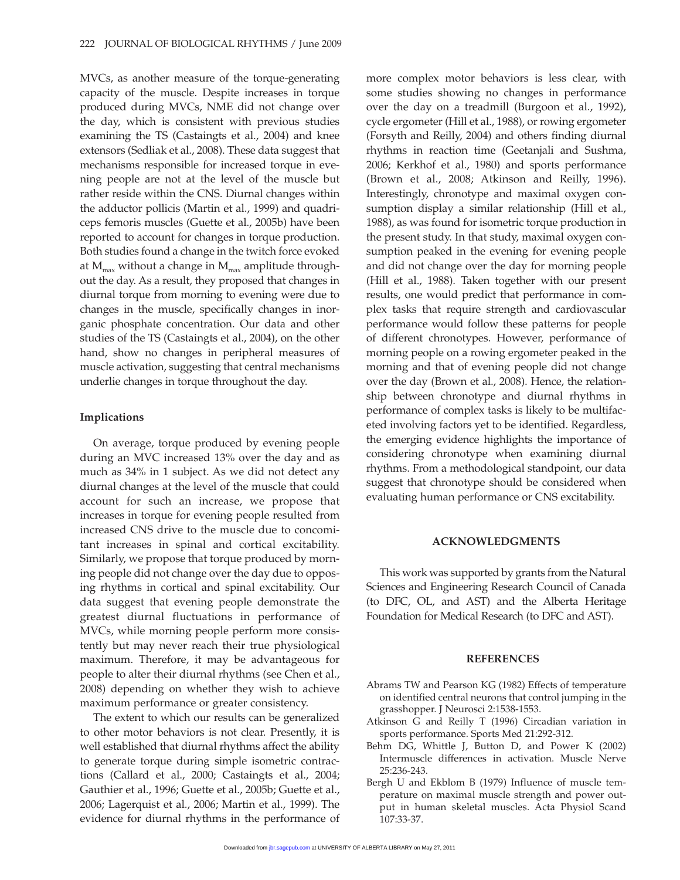MVCs, as another measure of the torque-generating capacity of the muscle. Despite increases in torque produced during MVCs, NME did not change over the day, which is consistent with previous studies examining the TS (Castaingts et al., 2004) and knee extensors (Sedliak et al., 2008). These data suggest that mechanisms responsible for increased torque in evening people are not at the level of the muscle but rather reside within the CNS. Diurnal changes within the adductor pollicis (Martin et al., 1999) and quadriceps femoris muscles (Guette et al., 2005b) have been reported to account for changes in torque production. Both studies found a change in the twitch force evoked at $M_{max}$ without a change in $M_{max}$ amplitude throughout the day. As a result, they proposed that changes in diurnal torque from morning to evening were due to changes in the muscle, specifically changes in inorganic phosphate concentration. Our data and other studies of the TS (Castaingts et al., 2004), on the other hand, show no changes in peripheral measures of muscle activation, suggesting that central mechanisms underlie changes in torque throughout the day.

### Implications

On average, torque produced by evening people during an MVC increased 13% over the day and as much as 34% in 1 subject. As we did not detect any diurnal changes at the level of the muscle that could account for such an increase, we propose that increases in torque for evening people resulted from increased CNS drive to the muscle due to concomitant increases in spinal and cortical excitability. Similarly, we propose that torque produced by morning people did not change over the day due to opposing rhythms in cortical and spinal excitability. Our data suggest that evening people demonstrate the greatest diurnal fluctuations in performance of MVCs, while morning people perform more consistently but may never reach their true physiological maximum. Therefore, it may be advantageous for people to alter their diurnal rhythms (see Chen et al., 2008) depending on whether they wish to achieve maximum performance or greater consistency.

The extent to which our results can be generalized to other motor behaviors is not clear. Presently, it is well established that diurnal rhythms affect the ability to generate torque during simple isometric contractions (Callard et al., 2000; Castaingts et al., 2004; Gauthier et al., 1996; Guette et al., 2005b; Guette et al., 2006; Lagerquist et al., 2006; Martin et al., 1999). The evidence for diurnal rhythms in the performance of more complex motor behaviors is less clear, with some studies showing no changes in performance over the day on a treadmill (Burgoon et al., 1992), cycle ergometer (Hill et al., 1988), or rowing ergometer (Forsyth and Reilly, 2004) and others finding diurnal rhythms in reaction time (Geetanjali and Sushma, 2006; Kerkhof et al., 1980) and sports performance (Brown et al., 2008; Atkinson and Reilly, 1996). Interestingly, chronotype and maximal oxygen consumption display a similar relationship (Hill et al., 1988), as was found for isometric torque production in the present study. In that study, maximal oxygen consumption peaked in the evening for evening people and did not change over the day for morning people (Hill et al., 1988). Taken together with our present results, one would predict that performance in complex tasks that require strength and cardiovascular performance would follow these patterns for people of different chronotypes. However, performance of morning people on a rowing ergometer peaked in the morning and that of evening people did not change over the day (Brown et al., 2008). Hence, the relationship between chronotype and diurnal rhythms in performance of complex tasks is likely to be multifaceted involving factors yet to be identified. Regardless, the emerging evidence highlights the importance of considering chronotype when examining diurnal rhythms. From a methodological standpoint, our data suggest that chronotype should be considered when evaluating human performance or CNS excitability.

## ACKNOWLEDGMENTS

This work was supported by grants from the Natural Sciences and Engineering Research Council of Canada (to DFC, OL, and AST) and the Alberta Heritage Foundation for Medical Research (to DFC and AST).

## REFERENCES

Abrams TW and Pearson KG (1982) Effects of temperature on identified central neurons that control jumping in the grasshopper. J Neurosci 2:1538-1553.

Atkinson G and Reilly T (1996) Circadian variation in sports performance. Sports Med 21:292-312.

Behm DG, Whittle J, Button D, and Power K (2002) Intermuscle differences in activation. Muscle Nerve 25:236-243.

Bergh U and Ekblom B (1979) Influence of muscle temperature on maximal muscle strength and power output in human skeletal muscles. Acta Physiol Scand 107:33-37.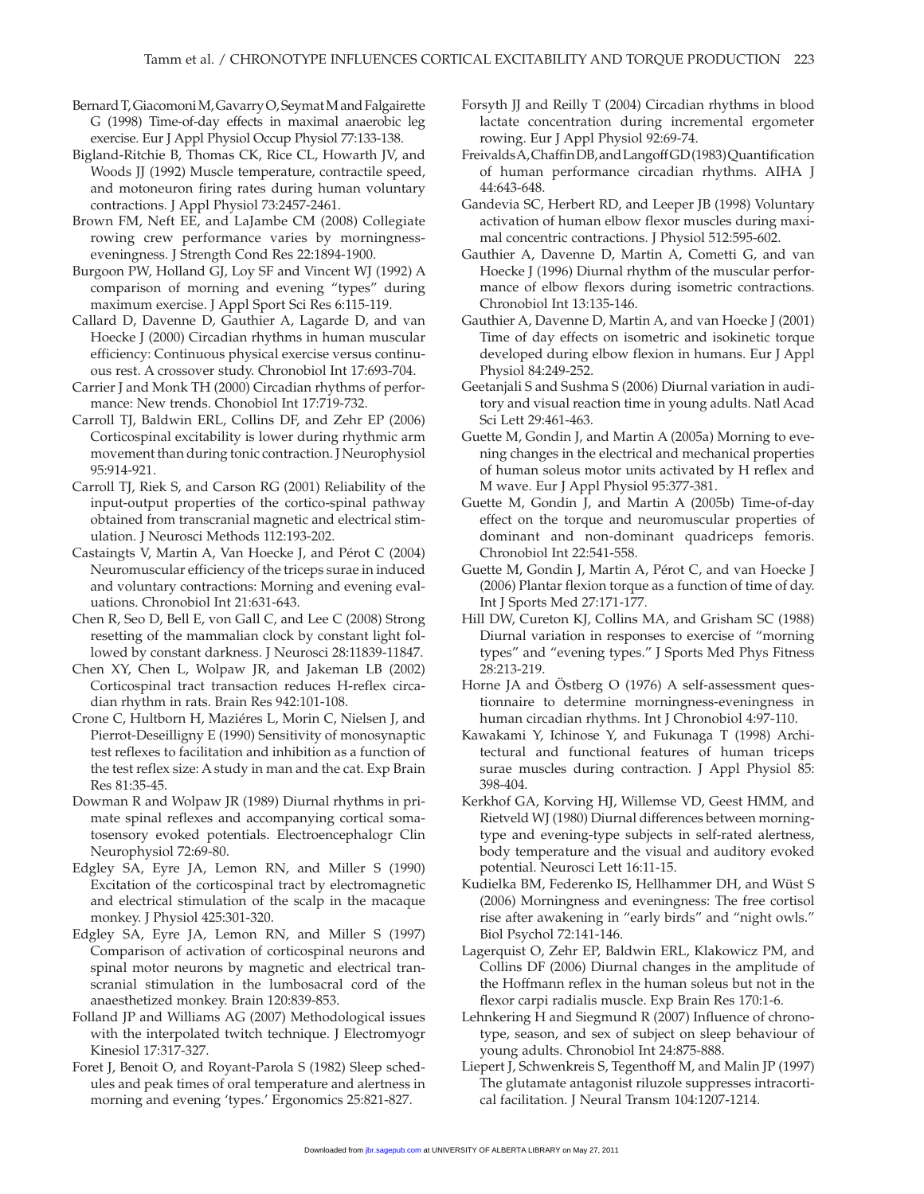Bernard T, Giacomoni M, Gavarry O, Seymat M and Falgairette G (1998) Time-of-day effects in maximal anaerobic leg exercise. Eur J Appl Physiol Occup Physiol 77:133-138.

Bigland-Ritchie B, Thomas CK, Rice CL, Howarth JV, and Woods JJ (1992) Muscle temperature, contractile speed, and motoneuron firing rates during human voluntary contractions. J Appl Physiol 73:2457-2461.

Brown FM, Neft EE, and LaJambe CM (2008) Collegiate rowing crew performance varies by morningness-eveningness. J Strength Cond Res 22:1894-1900.

Burgoon PW, Holland GJ, Loy SF and Vincent WJ (1992) A comparison of morning and evening "types" during maximum exercise. J Appl Sport Sci Res 6:115-119.

Callard D, Davenne D, Gauthier A, Lagarde D, and van Hoecke J (2000) Circadian rhythms in human muscular efficiency: Continuous physical exercise versus continuous rest. A crossover study. Chronobiol Int 17:693-704.

Carrier J and Monk TH (2000) Circadian rhythms of performance: New trends. Chonobiol Int 17:719-732.

Carroll TJ, Baldwin ERL, Collins DF, and Zehr EP (2006) Corticospinal excitability is lower during rhythmic arm movement than during tonic contraction. J Neurophysiol 95:914-921.

Carroll TJ, Riek S, and Carson RG (2001) Reliability of the input-output properties of the cortico-spinal pathway obtained from transcranial magnetic and electrical stimulation. J Neurosci Methods 112:193-202.

Castaingts V, Martin A, Van Hoecke J, and Pérot C (2004) Neuromuscular efficiency of the triceps surae in induced and voluntary contractions: Morning and evening evaluations. Chronobiol Int 21:631-643.

Chen R, Seo D, Bell E, von Gall C, and Lee C (2008) Strong resetting of the mammalian clock by constant light followed by constant darkness. J Neurosci 28:11839-11847.

Chen XY, Chen L, Wolpaw JR, and Jakeman LB (2002) Corticospinal tract transaction reduces H-reflex circadian rhythm in rats. Brain Res 942:101-108.

Crone C, Hultborn H, Maziéres L, Morin C, Nielsen J, and Pierrot-Deseilligny E (1990) Sensitivity of monosynaptic test reflexes to facilitation and inhibition as a function of the test reflex size: A study in man and the cat. Exp Brain Res 81:35-45.

Dowman R and Wolpaw JR (1989) Diurnal rhythms in primate spinal reflexes and accompanying cortical somatosensory evoked potentials. Electroencephalogr Clin Neurophysiol 72:69-80.

Edgley SA, Eyre JA, Lemon RN, and Miller S (1990) Excitation of the corticospinal tract by electromagnetic and electrical stimulation of the scalp in the macaque monkey. J Physiol 425:301-320.

Edgley SA, Eyre JA, Lemon RN, and Miller S (1997) Comparison of activation of corticospinal neurons and spinal motor neurons by magnetic and electrical transcranial stimulation in the lumbosacral cord of the anaesthetized monkey. Brain 120:839-853.

Folland JP and Williams AG (2007) Methodological issues with the interpolated twitch technique. J Electromyogr Kinesiol 17:317-327.

Foret J, Benoit O, and Royant-Parola S (1982) Sleep schedules and peak times of oral temperature and alertness in morning and evening 'types.' Ergonomics 25:821-827.

Forsyth JJ and Reilly T (2004) Circadian rhythms in blood lactate concentration during incremental ergometer rowing. Eur J Appl Physiol 92:69-74.

Freivalds A, Chaffin DB, and Langoff GD (1983) Quantification of human performance circadian rhythms. AIHA J 44:643-648.

Gandevia SC, Herbert RD, and Leeper JB (1998) Voluntary activation of human elbow flexor muscles during maximal concentric contractions. J Physiol 512:595-602.

Gauthier A, Davenne D, Martin A, Cometti G, and van Hoecke J (1996) Diurnal rhythm of the muscular performance of elbow flexors during isometric contractions. Chronobiol Int 13:135-146.

Gauthier A, Davenne D, Martin A, and van Hoecke J (2001) Time of day effects on isometric and isokinetic torque developed during elbow flexion in humans. Eur J Appl Physiol 84:249-252.

Geetanjali S and Sushma S (2006) Diurnal variation in auditory and visual reaction time in young adults. Natl Acad Sci Lett 29:461-463.

Guette M, Gondin J, and Martin A (2005a) Morning to evening changes in the electrical and mechanical properties of human soleus motor units activated by H reflex and M wave. Eur J Appl Physiol 95:377-381.

Guette M, Gondin J, and Martin A (2005b) Time-of-day effect on the torque and neuromuscular properties of dominant and non-dominant quadriceps femoris. Chronobiol Int 22:541-558.

Guette M, Gondin J, Martin A, Pérot C, and van Hoecke J (2006) Plantar flexion torque as a function of time of day. Int J Sports Med 27:171-177.

Hill DW, Cureton KJ, Collins MA, and Grisham SC (1988) Diurnal variation in responses to exercise of "morning types" and "evening types." J Sports Med Phys Fitness 28:213-219.

Horne JA and Östberg O (1976) A self-assessment questionnaire to determine morningness-eveningness in human circadian rhythms. Int J Chronobiol 4:97-110.

Kawakami Y, Ichinose Y, and Fukunaga T (1998) Architectural and functional features of human triceps surae muscles during contraction. J Appl Physiol 85: 398-404.

Kerkhof GA, Korving HJ, Willemse VD, Geest HMM, and Rietveld WJ (1980) Diurnal differences between morning-type and evening-type subjects in self-rated alertness, body temperature and the visual and auditory evoked potential. Neurosci Lett 16:11-15.

Kudielka BM, Federenko IS, Hellhammer DH, and Wüst S (2006) Morningness and eveningness: The free cortisol rise after awakening in "early birds" and "night owls." Biol Psychol 72:141-146.

Lagerquist O, Zehr EP, Baldwin ERL, Klakowicz PM, and Collins DF (2006) Diurnal changes in the amplitude of the Hoffmann reflex in the human soleus but not in the flexor carpi radialis muscle. Exp Brain Res 170:1-6.

Lehnkering H and Siegmund R (2007) Influence of chronotype, season, and sex of subject on sleep behaviour of young adults. Chronobiol Int 24:875-888.

Liepert J, Schwenkreis S, Tegenthoff M, and Malin JP (1997) The glutamate antagonist riluzole suppresses intracortical facilitation. J Neural Transm 104:1207-1214.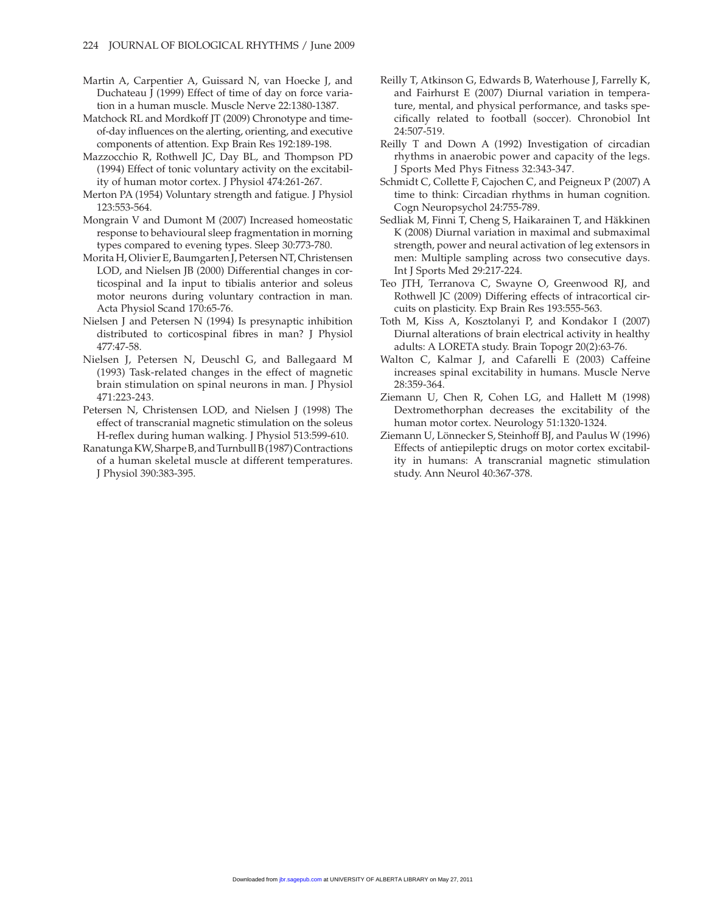Martin A, Carpentier A, Guissard N, van Hoecke J, and Duchateau J (1999) Effect of time of day on force variation in a human muscle. Muscle Nerve 22:1380-1387.

Matchock RL and Mordkoff JT (2009) Chronotype and time-of-day influences on the alerting, orienting, and executive components of attention. Exp Brain Res 192:189-198.

Mazzocchio R, Rothwell JC, Day BL, and Thompson PD (1994) Effect of tonic voluntary activity on the excitability of human motor cortex. J Physiol 474:261-267.

Merton PA (1954) Voluntary strength and fatigue. J Physiol 123:553-564.

Mongrain V and Dumont M (2007) Increased homeostatic response to behavioural sleep fragmentation in morning types compared to evening types. Sleep 30:773-780.

Morita H, Olivier E, Baumgarten J, Petersen NT, Christensen LOD, and Nielsen JB (2000) Differential changes in corticospinal and Ia input to tibialis anterior and soleus motor neurons during voluntary contraction in man. Acta Physiol Scand 170:65-76.

Nielsen J and Petersen N (1994) Is presynaptic inhibition distributed to corticospinal fibres in man? J Physiol 477:47-58.

Nielsen J, Petersen N, Deuschl G, and Ballegaard M (1993) Task-related changes in the effect of magnetic brain stimulation on spinal neurons in man. J Physiol 471:223-243.

Petersen N, Christensen LOD, and Nielsen J (1998) The effect of transcranial magnetic stimulation on the soleus H-reflex during human walking. J Physiol 513:599-610.

Ranatunga KW, Sharpe B, and Turnbull B (1987) Contractions of a human skeletal muscle at different temperatures. J Physiol 390:383-395.

Reilly T, Atkinson G, Edwards B, Waterhouse J, Farrelly K, and Fairhurst E (2007) Diurnal variation in temperature, mental, and physical performance, and tasks specifically related to football (soccer). Chronobiol Int 24:507-519.

Reilly T and Down A (1992) Investigation of circadian rhythms in anaerobic power and capacity of the legs. J Sports Med Phys Fitness 32:343-347.

Schmidt C, Collette F, Cajochen C, and Peigneux P (2007) A time to think: Circadian rhythms in human cognition. Cogn Neuropsychol 24:755-789.

Sedliak M, Finni T, Cheng S, Haikarainen T, and Häkkinen K (2008) Diurnal variation in maximal and submaximal strength, power and neural activation of leg extensors in men: Multiple sampling across two consecutive days. Int J Sports Med 29:217-224.

Teo JTH, Terranova C, Swayne O, Greenwood RJ, and Rothwell JC (2009) Differing effects of intracortical circuits on plasticity. Exp Brain Res 193:555-563.

Toth M, Kiss A, Kosztolanyi P, and Kondakor I (2007) Diurnal alterations of brain electrical activity in healthy adults: A LORETA study. Brain Topogr 20(2):63-76.

Walton C, Kalmar J, and Cafarelli E (2003) Caffeine increases spinal excitability in humans. Muscle Nerve 28:359-364.

Ziemann U, Chen R, Cohen LG, and Hallett M (1998) Dextromethorphan decreases the excitability of the human motor cortex. Neurology 51:1320-1324.

Ziemann U, Lönnecker S, Steinhoff BJ, and Paulus W (1996) Effects of antiepileptic drugs on motor cortex excitability in humans: A transcranial magnetic stimulation study. Ann Neurol 40:367-378.